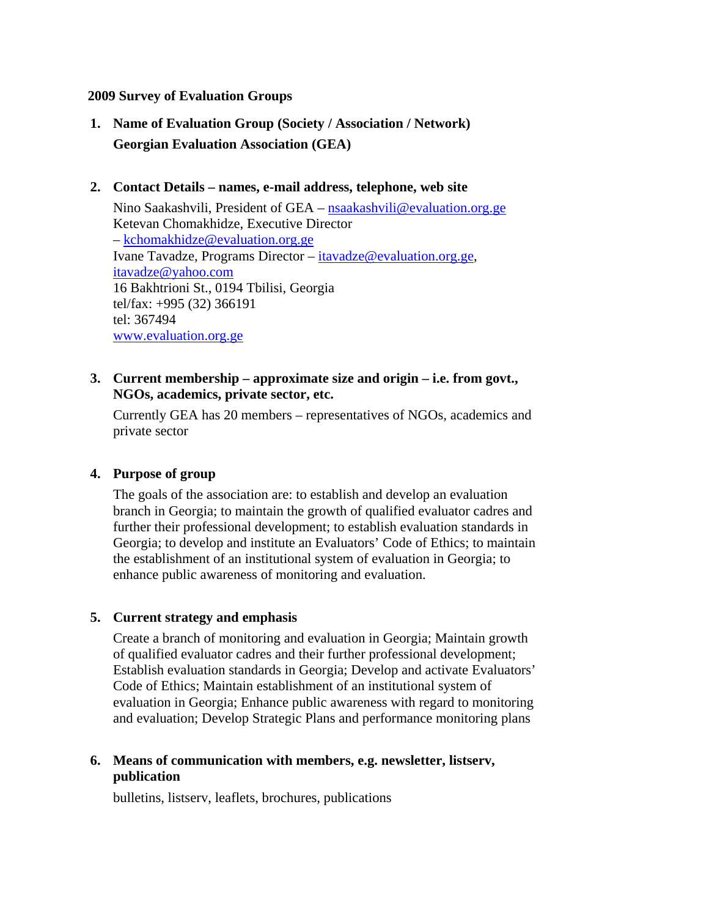**2009 Survey of Evaluation Groups**

1. **Name of Evaluation Group (Society / Association / Network)**
   **Georgian Evaluation Association (GEA)**

2. **Contact Details – names, e-mail address, telephone, web site**

   Nino Saakashvili, President of GEA – nsaakashvili@evaluation.org.ge
   Ketevan Chomakhidze, Executive Director
   – kchomakhidze@evaluation.org.ge
   Ivane Tavadze, Programs Director – itavadze@evaluation.org.ge, itavadze@yahoo.com
   16 Bakhtrioni St., 0194 Tbilisi, Georgia
   tel/fax: +995 (32) 366191
   tel: 367494
   www.evaluation.org.ge

3. **Current membership – approximate size and origin – i.e. from govt., NGOs, academics, private sector, etc.**

   Currently GEA has 20 members – representatives of NGOs, academics and private sector

4. **Purpose of group**

   The goals of the association are: to establish and develop an evaluation branch in Georgia; to maintain the growth of qualified evaluator cadres and further their professional development; to establish evaluation standards in Georgia; to develop and institute an Evaluators' Code of Ethics; to maintain the establishment of an institutional system of evaluation in Georgia; to enhance public awareness of monitoring and evaluation.

5. **Current strategy and emphasis**

   Create a branch of monitoring and evaluation in Georgia; Maintain growth of qualified evaluator cadres and their further professional development; Establish evaluation standards in Georgia; Develop and activate Evaluators' Code of Ethics; Maintain establishment of an institutional system of evaluation in Georgia; Enhance public awareness with regard to monitoring and evaluation; Develop Strategic Plans and performance monitoring plans

6. **Means of communication with members, e.g. newsletter, listserv, publication**

   bulletins, listserv, leaflets, brochures, publications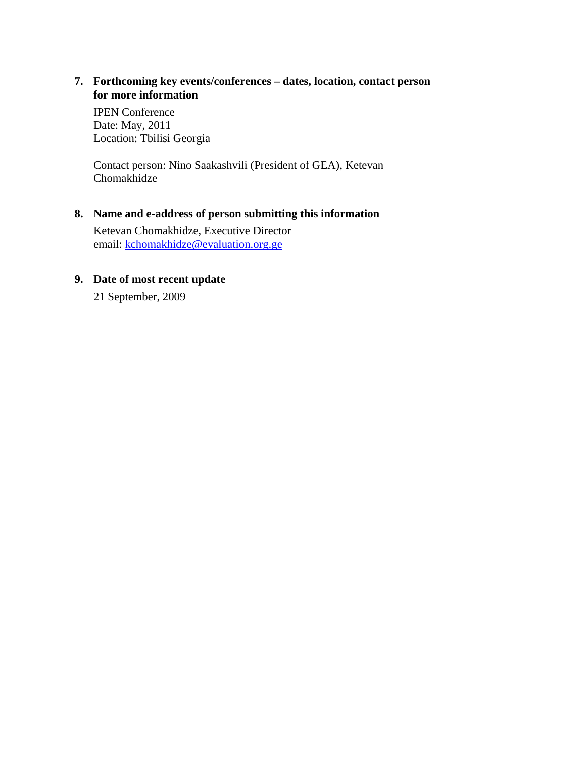7. **Forthcoming key events/conferences – dates, location, contact person for more information**

   IPEN Conference
   Date: May, 2011
   Location: Tbilisi Georgia

   Contact person: Nino Saakashvili (President of GEA), Ketevan Chomakhidze

8. **Name and e-address of person submitting this information**

   Ketevan Chomakhidze, Executive Director
   email: kchomakhidze@evaluation.org.ge

9. **Date of most recent update**

   21 September, 2009